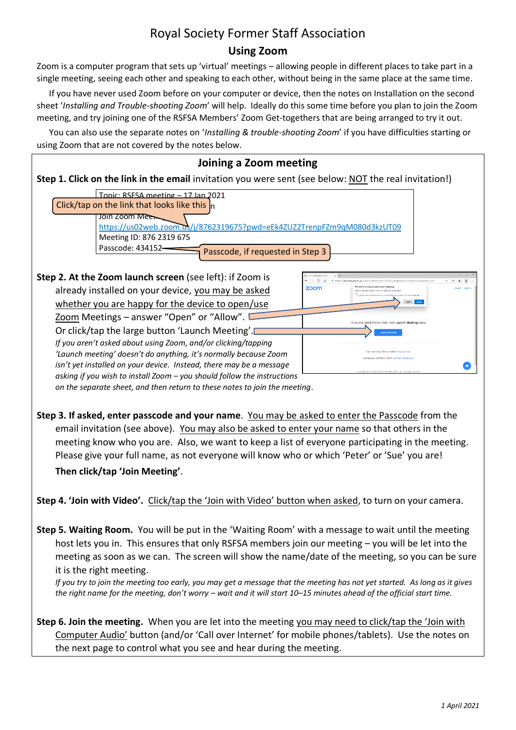# Royal Society Former Staff Association

## Using Zoom

Zoom is a computer program that sets up 'virtual' meetings – allowing people in different places to take part in a single meeting, seeing each other and speaking to each other, without being in the same place at the same time.

If you have never used Zoom before on your computer or device, then the notes on Installation on the second sheet '*Installing and Trouble-shooting Zoom*' will help. Ideally do this some time before you plan to join the Zoom meeting, and try joining one of the RSFSA Members' Zoom Get-togethers that are being arranged to try it out.

You can also use the separate notes on '*Installing & trouble-shooting Zoom*' if you have difficulties starting or using Zoom that are not covered by the notes below.

## Joining a Zoom meeting

**Step 1. Click on the link in the email** invitation you were sent (see below: NOT the real invitation!)

Topic: RSFSA meeting – 17 Jan 2021
Join Zoom Meeting
https://us02web.zoom.us/j/8762319675?pwd=eEk4ZUZ2TrenpFZm9qM080d3kzUT09
Meeting ID: 876 2319 675
Passcode: 434152

Click/tap on the link that looks like this

Passcode, if requested in Step 3

**Step 2. At the Zoom launch screen** (see left): if Zoom is already installed on your device, you may be asked whether you are happy for the device to open/use Zoom Meetings – answer "Open" or "Allow". Or click/tap the large button 'Launch Meeting'.

*If you aren't asked about using Zoom, and/or clicking/tapping 'Launch meeting' doesn't do anything, it's normally because Zoom isn't yet installed on your device. Instead, there may be a message asking if you wish to install Zoom – you should follow the instructions on the separate sheet, and then return to these notes to join the meeting*.

**Step 3. If asked, enter passcode and your name**. You may be asked to enter the Passcode from the email invitation (see above). You may also be asked to enter your name so that others in the meeting know who you are. Also, we want to keep a list of everyone participating in the meeting. Please give your full name, as not everyone will know who or which 'Peter' or 'Sue' you are!

**Then click/tap 'Join Meeting'**.

**Step 4. 'Join with Video'.** Click/tap the 'Join with Video' button when asked, to turn on your camera.

**Step 5. Waiting Room.** You will be put in the 'Waiting Room' with a message to wait until the meeting host lets you in. This ensures that only RSFSA members join our meeting – you will be let into the meeting as soon as we can. The screen will show the name/date of the meeting, so you can be sure it is the right meeting.

*If you try to join the meeting too early, you may get a message that the meeting has not yet started. As long as it gives the right name for the meeting, don't worry – wait and it will start 10–15 minutes ahead of the official start time.*

**Step 6. Join the meeting.** When you are let into the meeting you may need to click/tap the 'Join with Computer Audio' button (and/or 'Call over Internet' for mobile phones/tablets). Use the notes on the next page to control what you see and hear during the meeting.

*1 April 2021*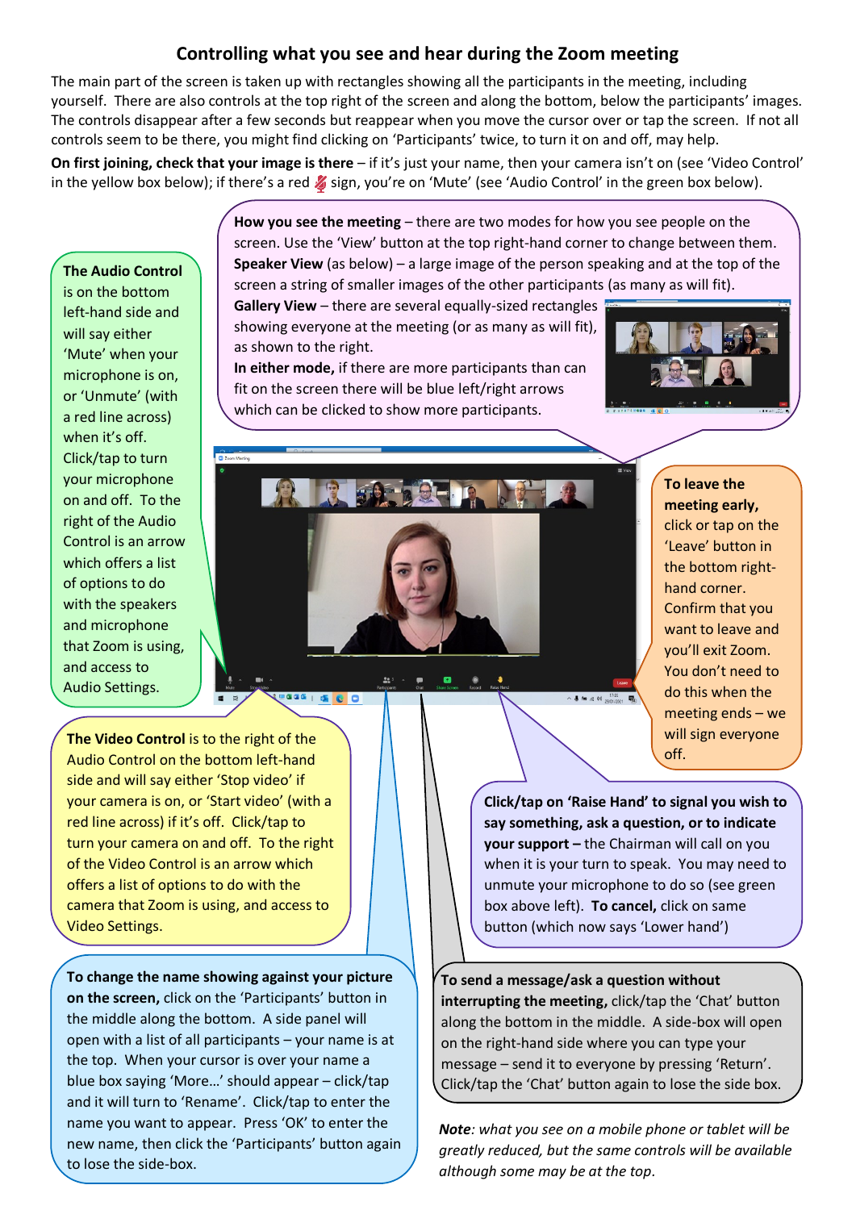## Controlling what you see and hear during the Zoom meeting

The main part of the screen is taken up with rectangles showing all the participants in the meeting, including yourself. There are also controls at the top right of the screen and along the bottom, below the participants' images. The controls disappear after a few seconds but reappear when you move the cursor over or tap the screen. If not all controls seem to be there, you might find clicking on 'Participants' twice, to turn it on and off, may help.

**On first joining, check that your image is there** – if it's just your name, then your camera isn't on (see 'Video Control' in the yellow box below); if there's a red sign, you're on 'Mute' (see 'Audio Control' in the green box below).

**How you see the meeting** – there are two modes for how you see people on the screen. Use the 'View' button at the top right-hand corner to change between them.
**Speaker View** (as below) – a large image of the person speaking and at the top of the screen a string of smaller images of the other participants (as many as will fit).
**Gallery View** – there are several equally-sized rectangles showing everyone at the meeting (or as many as will fit), as shown to the right.
**In either mode,** if there are more participants than can fit on the screen there will be blue left/right arrows which can be clicked to show more participants.

**The Audio Control** is on the bottom left-hand side and will say either 'Mute' when your microphone is on, or 'Unmute' (with a red line across) when it's off. Click/tap to turn your microphone on and off. To the right of the Audio Control is an arrow which offers a list of options to do with the speakers and microphone that Zoom is using, and access to Audio Settings.

**To leave the meeting early,** click or tap on the 'Leave' button in the bottom right-hand corner. Confirm that you want to leave and you'll exit Zoom. You don't need to do this when the meeting ends – we will sign everyone off.

**The Video Control** is to the right of the Audio Control on the bottom left-hand side and will say either 'Stop video' if your camera is on, or 'Start video' (with a red line across) if it's off. Click/tap to turn your camera on and off. To the right of the Video Control is an arrow which offers a list of options to do with the camera that Zoom is using, and access to Video Settings.

**Click/tap on 'Raise Hand' to signal you wish to say something, ask a question, or to indicate your support –** the Chairman will call on you when it is your turn to speak. You may need to unmute your microphone to do so (see green box above left). **To cancel,** click on same button (which now says 'Lower hand')

**To change the name showing against your picture on the screen,** click on the 'Participants' button in the middle along the bottom. A side panel will open with a list of all participants – your name is at the top. When your cursor is over your name a blue box saying 'More…' should appear – click/tap and it will turn to 'Rename'. Click/tap to enter the name you want to appear. Press 'OK' to enter the new name, then click the 'Participants' button again to lose the side-box.

**To send a message/ask a question without interrupting the meeting,** click/tap the 'Chat' button along the bottom in the middle. A side-box will open on the right-hand side where you can type your message – send it to everyone by pressing 'Return'. Click/tap the 'Chat' button again to lose the side-box.

***Note**: what you see on a mobile phone or tablet will be greatly reduced, but the same controls will be available although some may be at the top.*